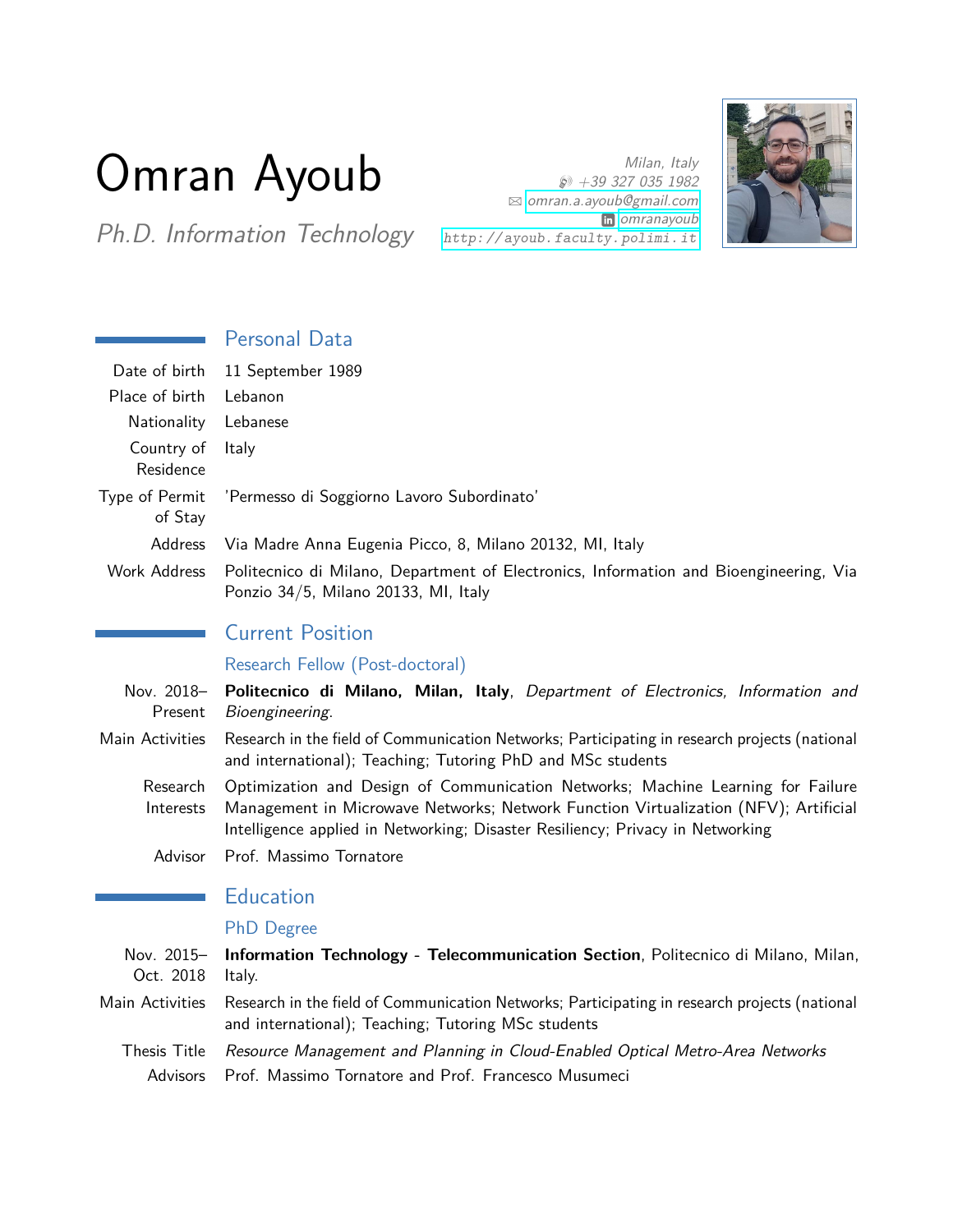# Omran Ayoub

*Ph.D. Information Technology*

*Milan, Italy*
*+39 327 035 1982*
*omran.a.ayoub@gmail.com*
*omranayoub*
http://ayoub.faculty.polimi.it

## Personal Data

| | |
|---|---|
| Date of birth | 11 September 1989 |
| Place of birth | Lebanon |
| Nationality | Lebanese |
| Country of Residence | Italy |
| Type of Permit of Stay | 'Permesso di Soggiorno Lavoro Subordinato' |
| Address | Via Madre Anna Eugenia Picco, 8, Milano 20132, MI, Italy |
| Work Address | Politecnico di Milano, Department of Electronics, Information and Bioengineering, Via Ponzio 34/5, Milano 20133, MI, Italy |

## Current Position

### Research Fellow (Post-doctoral)

| | |
|---|---|
| Nov. 2018–Present | **Politecnico di Milano, Milan, Italy**, *Department of Electronics, Information and Bioengineering*. |
| Main Activities | Research in the field of Communication Networks; Participating in research projects (national and international); Teaching; Tutoring PhD and MSc students |
| Research Interests | Optimization and Design of Communication Networks; Machine Learning for Failure Management in Microwave Networks; Network Function Virtualization (NFV); Artificial Intelligence applied in Networking; Disaster Resiliency; Privacy in Networking |
| Advisor | Prof. Massimo Tornatore |

## Education

### PhD Degree

| | |
|---|---|
| Nov. 2015–Oct. 2018 | **Information Technology - Telecommunication Section**, Politecnico di Milano, Milan, Italy. |
| Main Activities | Research in the field of Communication Networks; Participating in research projects (national and international); Teaching; Tutoring MSc students |
| Thesis Title | *Resource Management and Planning in Cloud-Enabled Optical Metro-Area Networks* |
| Advisors | Prof. Massimo Tornatore and Prof. Francesco Musumeci |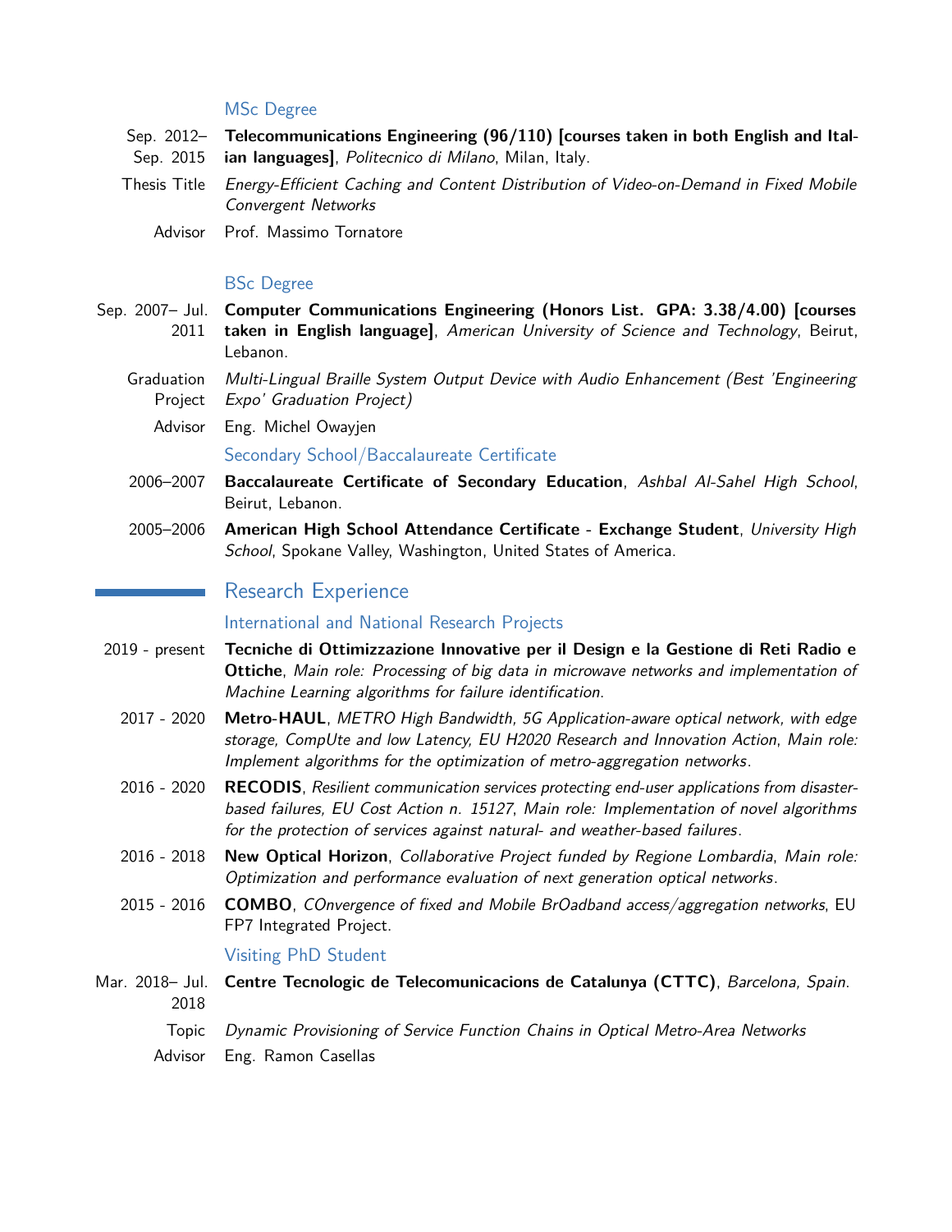### MSc Degree

Sep. 2012– Sep. 2015 **Telecommunications Engineering (96/110) [courses taken in both English and Italian languages]**, *Politecnico di Milano*, Milan, Italy.

Thesis Title *Energy-Efficient Caching and Content Distribution of Video-on-Demand in Fixed Mobile Convergent Networks*

Advisor Prof. Massimo Tornatore

### BSc Degree

Sep. 2007– Jul. 2011 **Computer Communications Engineering (Honors List. GPA: 3.38/4.00) [courses taken in English language]**, *American University of Science and Technology*, Beirut, Lebanon.

Graduation Project *Multi-Lingual Braille System Output Device with Audio Enhancement (Best 'Engineering Expo' Graduation Project)*

Advisor Eng. Michel Owayjen

### Secondary School/Baccalaureate Certificate

2006–2007 **Baccalaureate Certificate of Secondary Education**, *Ashbal Al-Sahel High School*, Beirut, Lebanon.

2005–2006 **American High School Attendance Certificate - Exchange Student**, *University High School*, Spokane Valley, Washington, United States of America.

## Research Experience

### International and National Research Projects

2019 - present **Tecniche di Ottimizzazione Innovative per il Design e la Gestione di Reti Radio e Ottiche**, *Main role: Processing of big data in microwave networks and implementation of Machine Learning algorithms for failure identification*.

2017 - 2020 **Metro-HAUL**, *METRO High Bandwidth, 5G Application-aware optical network, with edge storage, CompUte and low Latency, EU H2020 Research and Innovation Action, Main role: Implement algorithms for the optimization of metro-aggregation networks*.

2016 - 2020 **RECODIS**, *Resilient communication services protecting end-user applications from disaster-based failures, EU Cost Action n. 15127, Main role: Implementation of novel algorithms for the protection of services against natural- and weather-based failures*.

2016 - 2018 **New Optical Horizon**, *Collaborative Project funded by Regione Lombardia, Main role: Optimization and performance evaluation of next generation optical networks*.

2015 - 2016 **COMBO**, *COnvergence of fixed and Mobile BrOadband access/aggregation networks*, EU FP7 Integrated Project.

### Visiting PhD Student

Mar. 2018– Jul. 2018 **Centre Tecnologic de Telecomunicacions de Catalunya (CTTC)**, *Barcelona, Spain*.

Topic *Dynamic Provisioning of Service Function Chains in Optical Metro-Area Networks*

Advisor Eng. Ramon Casellas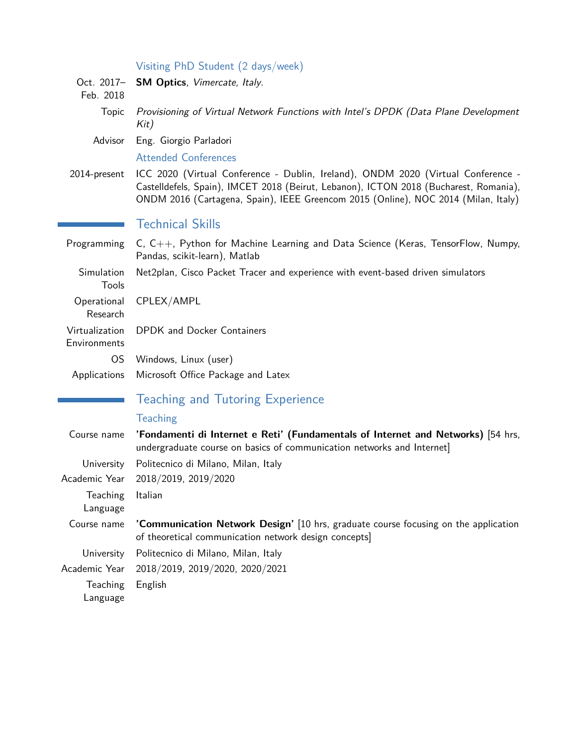### Visiting PhD Student (2 days/week)

**Oct. 2017–Feb. 2018** — **SM Optics**, *Vimercate, Italy*.

Topic: *Provisioning of Virtual Network Functions with Intel's DPDK (Data Plane Development Kit)*

Advisor: Eng. Giorgio Parladori

### Attended Conferences

**2014-present** — ICC 2020 (Virtual Conference - Dublin, Ireland), ONDM 2020 (Virtual Conference - Castelldefels, Spain), IMCET 2018 (Beirut, Lebanon), ICTON 2018 (Bucharest, Romania), ONDM 2016 (Cartagena, Spain), IEEE Greencom 2015 (Online), NOC 2014 (Milan, Italy)

## Technical Skills

Programming: C, C++, Python for Machine Learning and Data Science (Keras, TensorFlow, Numpy, Pandas, scikit-learn), Matlab

Simulation Tools: Net2plan, Cisco Packet Tracer and experience with event-based driven simulators

Operational Research: CPLEX/AMPL

Virtualization Environments: DPDK and Docker Containers

OS: Windows, Linux (user)

Applications: Microsoft Office Package and Latex

## Teaching and Tutoring Experience

### Teaching

Course name: **'Fondamenti di Internet e Reti' (Fundamentals of Internet and Networks)** [54 hrs, undergraduate course on basics of communication networks and Internet]

University: Politecnico di Milano, Milan, Italy

Academic Year: 2018/2019, 2019/2020

Teaching Language: Italian

Course name: **'Communication Network Design'** [10 hrs, graduate course focusing on the application of theoretical communication network design concepts]

University: Politecnico di Milano, Milan, Italy

Academic Year: 2018/2019, 2019/2020, 2020/2021

Teaching Language: English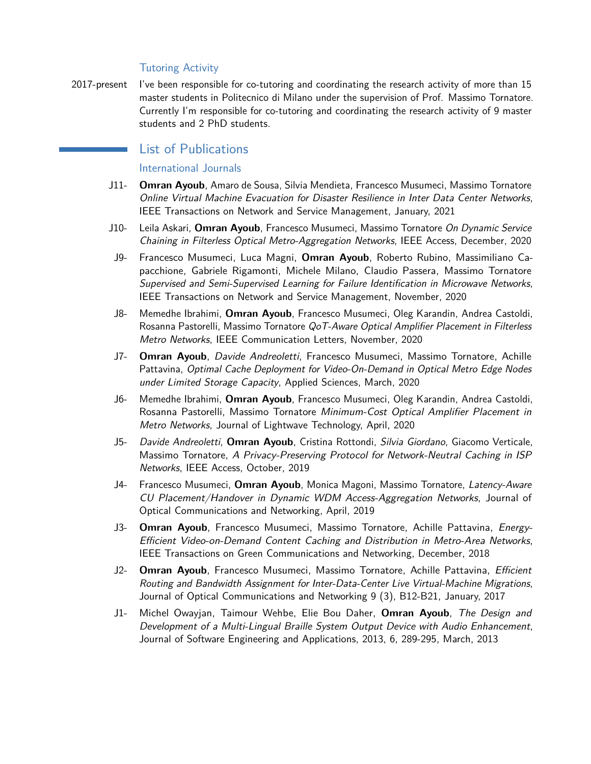### Tutoring Activity

2017-present I've been responsible for co-tutoring and coordinating the research activity of more than 15 master students in Politecnico di Milano under the supervision of Prof. Massimo Tornatore. Currently I'm responsible for co-tutoring and coordinating the research activity of 9 master students and 2 PhD students.

## List of Publications

### International Journals

J11- **Omran Ayoub**, Amaro de Sousa, Silvia Mendieta, Francesco Musumeci, Massimo Tornatore *Online Virtual Machine Evacuation for Disaster Resilience in Inter Data Center Networks*, IEEE Transactions on Network and Service Management, January, 2021

J10- Leila Askari, **Omran Ayoub**, Francesco Musumeci, Massimo Tornatore *On Dynamic Service Chaining in Filterless Optical Metro-Aggregation Networks*, IEEE Access, December, 2020

J9- Francesco Musumeci, Luca Magni, **Omran Ayoub**, Roberto Rubino, Massimiliano Capacchione, Gabriele Rigamonti, Michele Milano, Claudio Passera, Massimo Tornatore *Supervised and Semi-Supervised Learning for Failure Identification in Microwave Networks*, IEEE Transactions on Network and Service Management, November, 2020

J8- Memedhe Ibrahimi, **Omran Ayoub**, Francesco Musumeci, Oleg Karandin, Andrea Castoldi, Rosanna Pastorelli, Massimo Tornatore *QoT-Aware Optical Amplifier Placement in Filterless Metro Networks*, IEEE Communication Letters, November, 2020

J7- **Omran Ayoub**, *Davide Andreoletti*, Francesco Musumeci, Massimo Tornatore, Achille Pattavina, *Optimal Cache Deployment for Video-On-Demand in Optical Metro Edge Nodes under Limited Storage Capacity*, Applied Sciences, March, 2020

J6- Memedhe Ibrahimi, **Omran Ayoub**, Francesco Musumeci, Oleg Karandin, Andrea Castoldi, Rosanna Pastorelli, Massimo Tornatore *Minimum-Cost Optical Amplifier Placement in Metro Networks*, Journal of Lightwave Technology, April, 2020

J5- *Davide Andreoletti*, **Omran Ayoub**, Cristina Rottondi, *Silvia Giordano*, Giacomo Verticale, Massimo Tornatore, *A Privacy-Preserving Protocol for Network-Neutral Caching in ISP Networks*, IEEE Access, October, 2019

J4- Francesco Musumeci, **Omran Ayoub**, Monica Magoni, Massimo Tornatore, *Latency-Aware CU Placement/Handover in Dynamic WDM Access-Aggregation Networks*, Journal of Optical Communications and Networking, April, 2019

J3- **Omran Ayoub**, Francesco Musumeci, Massimo Tornatore, Achille Pattavina, *Energy-Efficient Video-on-Demand Content Caching and Distribution in Metro-Area Networks*, IEEE Transactions on Green Communications and Networking, December, 2018

J2- **Omran Ayoub**, Francesco Musumeci, Massimo Tornatore, Achille Pattavina, *Efficient Routing and Bandwidth Assignment for Inter-Data-Center Live Virtual-Machine Migrations*, Journal of Optical Communications and Networking 9 (3), B12-B21, January, 2017

J1- Michel Owayjan, Taimour Wehbe, Elie Bou Daher, **Omran Ayoub**, *The Design and Development of a Multi-Lingual Braille System Output Device with Audio Enhancement*, Journal of Software Engineering and Applications, 2013, 6, 289-295, March, 2013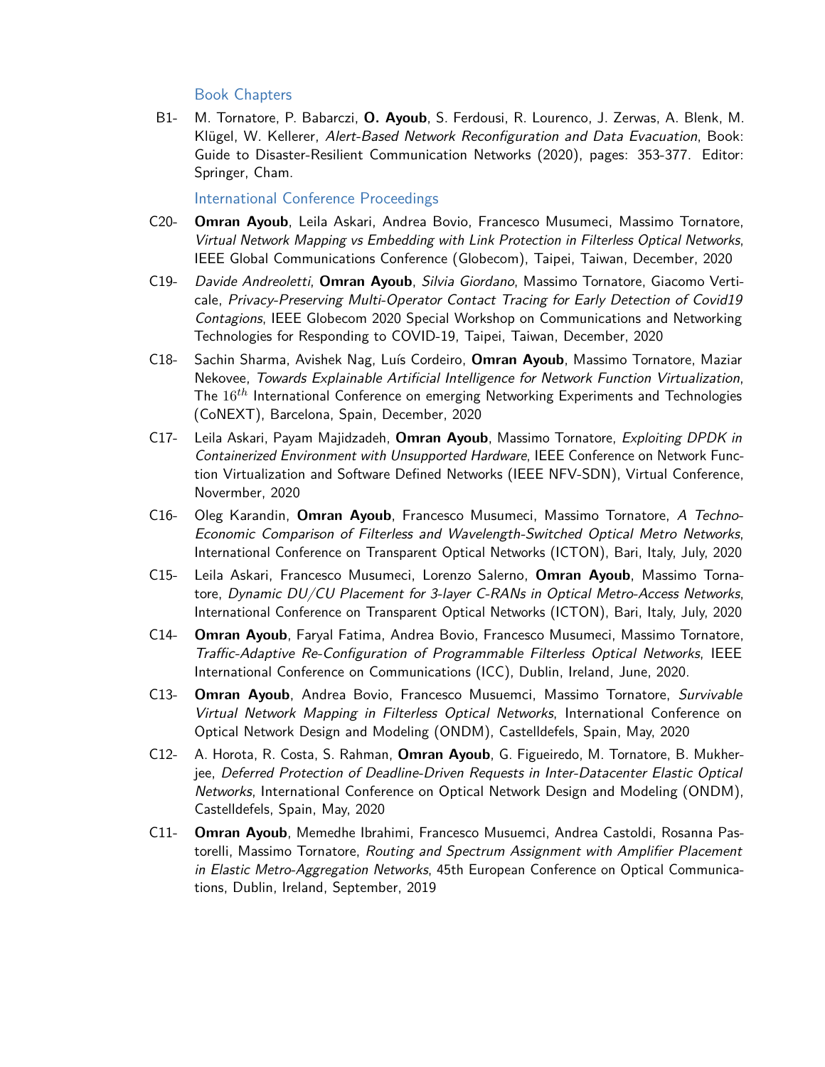### Book Chapters

B1- M. Tornatore, P. Babarczi, **O. Ayoub**, S. Ferdousi, R. Lourenco, J. Zerwas, A. Blenk, M. Klügel, W. Kellerer, *Alert-Based Network Reconfiguration and Data Evacuation*, Book: Guide to Disaster-Resilient Communication Networks (2020), pages: 353-377. Editor: Springer, Cham.

### International Conference Proceedings

C20- **Omran Ayoub**, Leila Askari, Andrea Bovio, Francesco Musumeci, Massimo Tornatore, *Virtual Network Mapping vs Embedding with Link Protection in Filterless Optical Networks*, IEEE Global Communications Conference (Globecom), Taipei, Taiwan, December, 2020

C19- *Davide Andreoletti*, **Omran Ayoub**, *Silvia Giordano*, Massimo Tornatore, Giacomo Verticale, *Privacy-Preserving Multi-Operator Contact Tracing for Early Detection of Covid19 Contagions*, IEEE Globecom 2020 Special Workshop on Communications and Networking Technologies for Responding to COVID-19, Taipei, Taiwan, December, 2020

C18- Sachin Sharma, Avishek Nag, Luís Cordeiro, **Omran Ayoub**, Massimo Tornatore, Maziar Nekovee, *Towards Explainable Artificial Intelligence for Network Function Virtualization*, The $16^{th}$ International Conference on emerging Networking Experiments and Technologies (CoNEXT), Barcelona, Spain, December, 2020

C17- Leila Askari, Payam Majidzadeh, **Omran Ayoub**, Massimo Tornatore, *Exploiting DPDK in Containerized Environment with Unsupported Hardware*, IEEE Conference on Network Function Virtualization and Software Defined Networks (IEEE NFV-SDN), Virtual Conference, Novermber, 2020

C16- Oleg Karandin, **Omran Ayoub**, Francesco Musumeci, Massimo Tornatore, *A Techno-Economic Comparison of Filterless and Wavelength-Switched Optical Metro Networks*, International Conference on Transparent Optical Networks (ICTON), Bari, Italy, July, 2020

C15- Leila Askari, Francesco Musumeci, Lorenzo Salerno, **Omran Ayoub**, Massimo Tornatore, *Dynamic DU/CU Placement for 3-layer C-RANs in Optical Metro-Access Networks*, International Conference on Transparent Optical Networks (ICTON), Bari, Italy, July, 2020

C14- **Omran Ayoub**, Faryal Fatima, Andrea Bovio, Francesco Musumeci, Massimo Tornatore, *Traffic-Adaptive Re-Configuration of Programmable Filterless Optical Networks*, IEEE International Conference on Communications (ICC), Dublin, Ireland, June, 2020.

C13- **Omran Ayoub**, Andrea Bovio, Francesco Musuemci, Massimo Tornatore, *Survivable Virtual Network Mapping in Filterless Optical Networks*, International Conference on Optical Network Design and Modeling (ONDM), Castelldefels, Spain, May, 2020

C12- A. Horota, R. Costa, S. Rahman, **Omran Ayoub**, G. Figueiredo, M. Tornatore, B. Mukherjee, *Deferred Protection of Deadline-Driven Requests in Inter-Datacenter Elastic Optical Networks*, International Conference on Optical Network Design and Modeling (ONDM), Castelldefels, Spain, May, 2020

C11- **Omran Ayoub**, Memedhe Ibrahimi, Francesco Musuemci, Andrea Castoldi, Rosanna Pastorelli, Massimo Tornatore, *Routing and Spectrum Assignment with Amplifier Placement in Elastic Metro-Aggregation Networks*, 45th European Conference on Optical Communications, Dublin, Ireland, September, 2019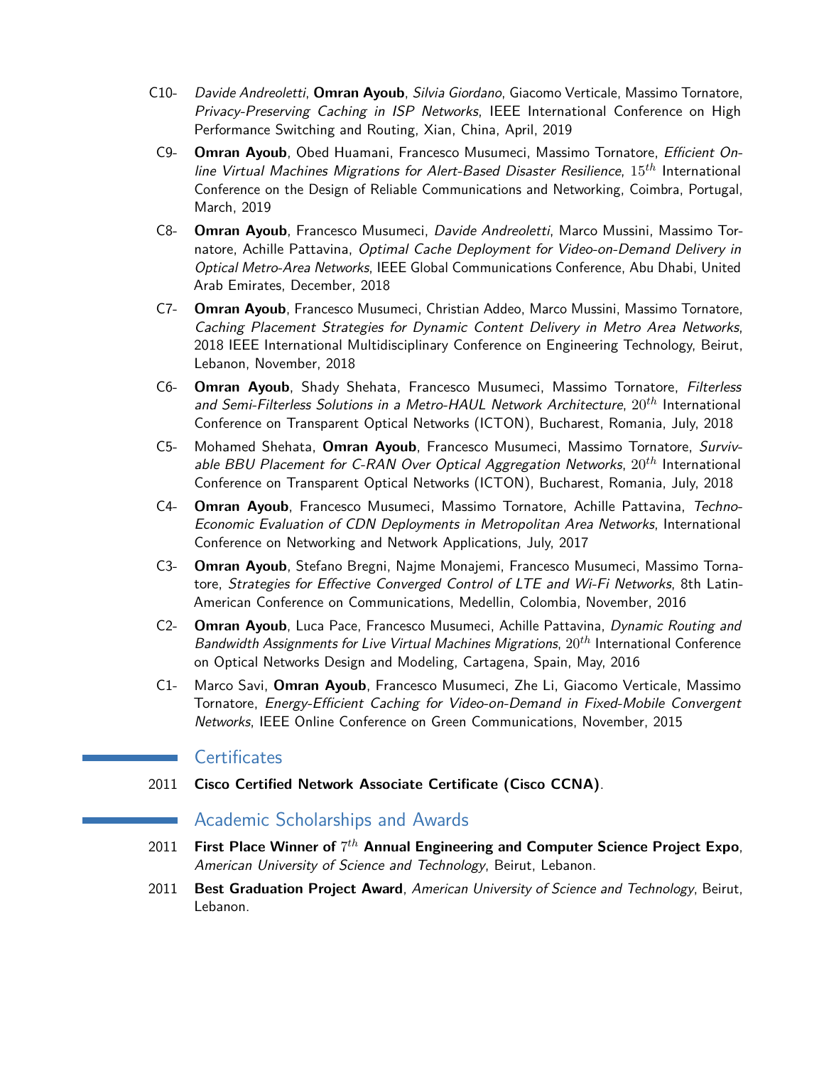- C10- *Davide Andreoletti*, **Omran Ayoub**, *Silvia Giordano*, Giacomo Verticale, Massimo Tornatore, *Privacy-Preserving Caching in ISP Networks*, IEEE International Conference on High Performance Switching and Routing, Xian, China, April, 2019
- C9- **Omran Ayoub**, Obed Huamani, Francesco Musumeci, Massimo Tornatore, *Efficient Online Virtual Machines Migrations for Alert-Based Disaster Resilience*, $15^{th}$ International Conference on the Design of Reliable Communications and Networking, Coimbra, Portugal, March, 2019
- C8- **Omran Ayoub**, Francesco Musumeci, *Davide Andreoletti*, Marco Mussini, Massimo Tornatore, Achille Pattavina, *Optimal Cache Deployment for Video-on-Demand Delivery in Optical Metro-Area Networks*, IEEE Global Communications Conference, Abu Dhabi, United Arab Emirates, December, 2018
- C7- **Omran Ayoub**, Francesco Musumeci, Christian Addeo, Marco Mussini, Massimo Tornatore, *Caching Placement Strategies for Dynamic Content Delivery in Metro Area Networks*, 2018 IEEE International Multidisciplinary Conference on Engineering Technology, Beirut, Lebanon, November, 2018
- C6- **Omran Ayoub**, Shady Shehata, Francesco Musumeci, Massimo Tornatore, *Filterless and Semi-Filterless Solutions in a Metro-HAUL Network Architecture*, $20^{th}$ International Conference on Transparent Optical Networks (ICTON), Bucharest, Romania, July, 2018
- C5- Mohamed Shehata, **Omran Ayoub**, Francesco Musumeci, Massimo Tornatore, *Survivable BBU Placement for C-RAN Over Optical Aggregation Networks*, $20^{th}$ International Conference on Transparent Optical Networks (ICTON), Bucharest, Romania, July, 2018
- C4- **Omran Ayoub**, Francesco Musumeci, Massimo Tornatore, Achille Pattavina, *Techno-Economic Evaluation of CDN Deployments in Metropolitan Area Networks*, International Conference on Networking and Network Applications, July, 2017
- C3- **Omran Ayoub**, Stefano Bregni, Najme Monajemi, Francesco Musumeci, Massimo Tornatore, *Strategies for Effective Converged Control of LTE and Wi-Fi Networks*, 8th Latin-American Conference on Communications, Medellin, Colombia, November, 2016
- C2- **Omran Ayoub**, Luca Pace, Francesco Musumeci, Achille Pattavina, *Dynamic Routing and Bandwidth Assignments for Live Virtual Machines Migrations*, $20^{th}$ International Conference on Optical Networks Design and Modeling, Cartagena, Spain, May, 2016
- C1- Marco Savi, **Omran Ayoub**, Francesco Musumeci, Zhe Li, Giacomo Verticale, Massimo Tornatore, *Energy-Efficient Caching for Video-on-Demand in Fixed-Mobile Convergent Networks*, IEEE Online Conference on Green Communications, November, 2015

## Certificates

2011 **Cisco Certified Network Associate Certificate (Cisco CCNA)**.

## Academic Scholarships and Awards

2011 **First Place Winner of $7^{th}$ Annual Engineering and Computer Science Project Expo**, *American University of Science and Technology*, Beirut, Lebanon.

2011 **Best Graduation Project Award**, *American University of Science and Technology*, Beirut, Lebanon.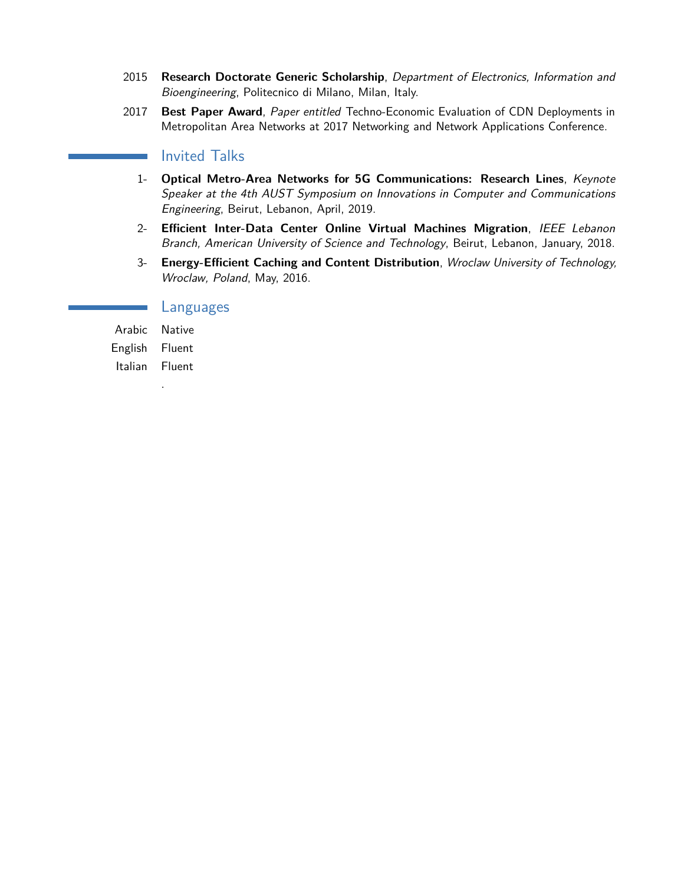2015 **Research Doctorate Generic Scholarship**, *Department of Electronics, Information and Bioengineering*, Politecnico di Milano, Milan, Italy.

2017 **Best Paper Award**, *Paper entitled* Techno-Economic Evaluation of CDN Deployments in Metropolitan Area Networks at 2017 Networking and Network Applications Conference.

## Invited Talks

1- **Optical Metro-Area Networks for 5G Communications: Research Lines**, *Keynote Speaker at the 4th AUST Symposium on Innovations in Computer and Communications Engineering*, Beirut, Lebanon, April, 2019.

2- **Efficient Inter-Data Center Online Virtual Machines Migration**, *IEEE Lebanon Branch, American University of Science and Technology*, Beirut, Lebanon, January, 2018.

3- **Energy-Efficient Caching and Content Distribution**, *Wroclaw University of Technology, Wroclaw, Poland*, May, 2016.

## Languages

| | |
|---|---|
| Arabic | Native |
| English | Fluent |
| Italian | Fluent |

.